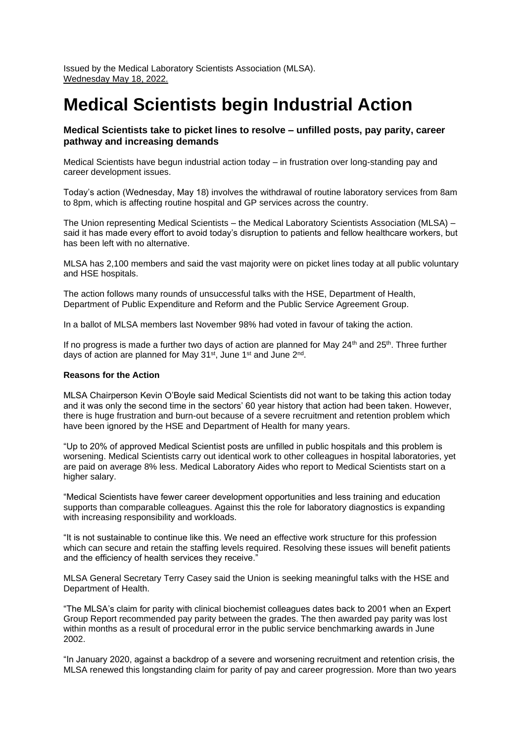Issued by the Medical Laboratory Scientists Association (MLSA).
Wednesday May 18, 2022.

# Medical Scientists begin Industrial Action

### Medical Scientists take to picket lines to resolve – unfilled posts, pay parity, career pathway and increasing demands

Medical Scientists have begun industrial action today – in frustration over long-standing pay and career development issues.

Today's action (Wednesday, May 18) involves the withdrawal of routine laboratory services from 8am to 8pm, which is affecting routine hospital and GP services across the country.

The Union representing Medical Scientists – the Medical Laboratory Scientists Association (MLSA) – said it has made every effort to avoid today's disruption to patients and fellow healthcare workers, but has been left with no alternative.

MLSA has 2,100 members and said the vast majority were on picket lines today at all public voluntary and HSE hospitals.

The action follows many rounds of unsuccessful talks with the HSE, Department of Health, Department of Public Expenditure and Reform and the Public Service Agreement Group.

In a ballot of MLSA members last November 98% had voted in favour of taking the action.

If no progress is made a further two days of action are planned for May 24th and 25th. Three further days of action are planned for May 31st, June 1st and June 2nd.

**Reasons for the Action**

MLSA Chairperson Kevin O'Boyle said Medical Scientists did not want to be taking this action today and it was only the second time in the sectors' 60 year history that action had been taken. However, there is huge frustration and burn-out because of a severe recruitment and retention problem which have been ignored by the HSE and Department of Health for many years.

"Up to 20% of approved Medical Scientist posts are unfilled in public hospitals and this problem is worsening. Medical Scientists carry out identical work to other colleagues in hospital laboratories, yet are paid on average 8% less. Medical Laboratory Aides who report to Medical Scientists start on a higher salary.

"Medical Scientists have fewer career development opportunities and less training and education supports than comparable colleagues. Against this the role for laboratory diagnostics is expanding with increasing responsibility and workloads.

"It is not sustainable to continue like this. We need an effective work structure for this profession which can secure and retain the staffing levels required. Resolving these issues will benefit patients and the efficiency of health services they receive."

MLSA General Secretary Terry Casey said the Union is seeking meaningful talks with the HSE and Department of Health.

"The MLSA's claim for parity with clinical biochemist colleagues dates back to 2001 when an Expert Group Report recommended pay parity between the grades. The then awarded pay parity was lost within months as a result of procedural error in the public service benchmarking awards in June 2002.

"In January 2020, against a backdrop of a severe and worsening recruitment and retention crisis, the MLSA renewed this longstanding claim for parity of pay and career progression. More than two years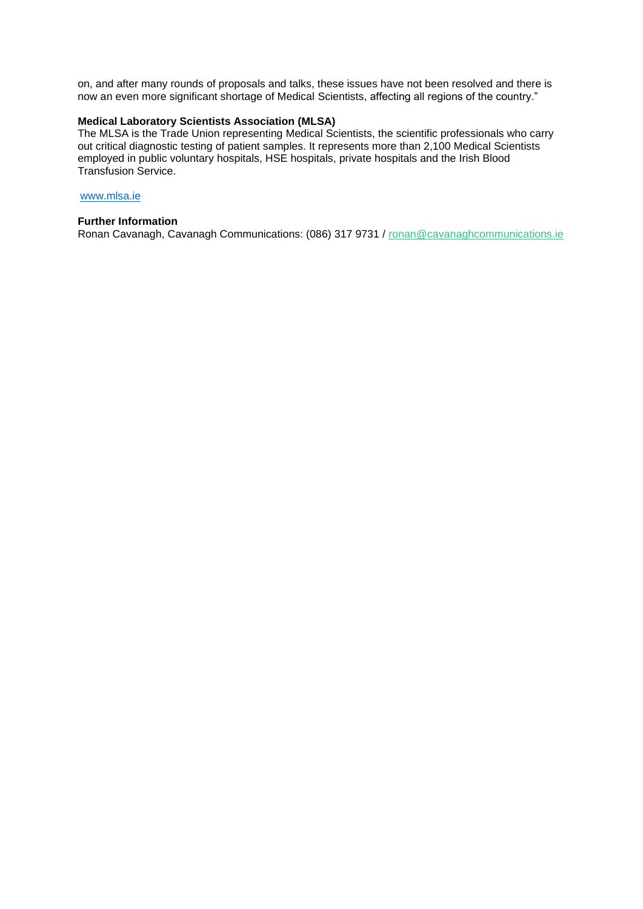on, and after many rounds of proposals and talks, these issues have not been resolved and there is now an even more significant shortage of Medical Scientists, affecting all regions of the country."

**Medical Laboratory Scientists Association (MLSA)**
The MLSA is the Trade Union representing Medical Scientists, the scientific professionals who carry out critical diagnostic testing of patient samples. It represents more than 2,100 Medical Scientists employed in public voluntary hospitals, HSE hospitals, private hospitals and the Irish Blood Transfusion Service.

www.mlsa.ie

**Further Information**
Ronan Cavanagh, Cavanagh Communications: (086) 317 9731 / ronan@cavanaghcommunications.ie